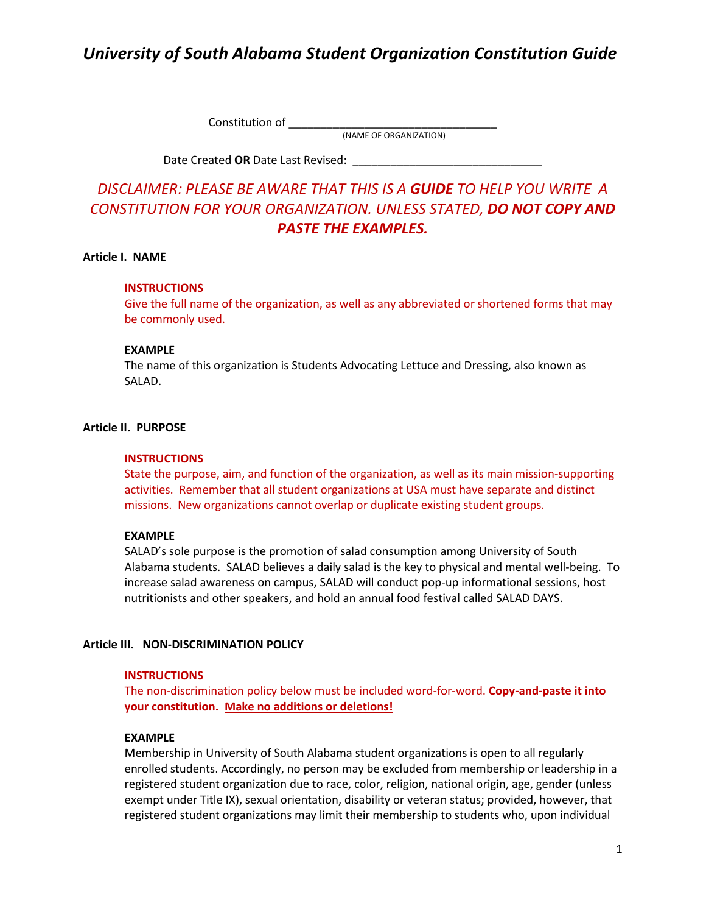# *University of South Alabama Student Organization Constitution Guide*

Constitution of ________________________________
(NAME OF ORGANIZATION)

Date Created **OR** Date Last Revised: ______________________________

*DISCLAIMER: PLEASE BE AWARE THAT THIS IS A **GUIDE** TO HELP YOU WRITE A CONSTITUTION FOR YOUR ORGANIZATION. UNLESS STATED, **DO NOT COPY AND PASTE THE EXAMPLES.***

**Article I. NAME**

**INSTRUCTIONS**
Give the full name of the organization, as well as any abbreviated or shortened forms that may be commonly used.

**EXAMPLE**
The name of this organization is Students Advocating Lettuce and Dressing, also known as SALAD.

**Article II. PURPOSE**

**INSTRUCTIONS**
State the purpose, aim, and function of the organization, as well as its main mission-supporting activities. Remember that all student organizations at USA must have separate and distinct missions. New organizations cannot overlap or duplicate existing student groups.

**EXAMPLE**
SALAD's sole purpose is the promotion of salad consumption among University of South Alabama students. SALAD believes a daily salad is the key to physical and mental well-being. To increase salad awareness on campus, SALAD will conduct pop-up informational sessions, host nutritionists and other speakers, and hold an annual food festival called SALAD DAYS.

**Article III. NON-DISCRIMINATION POLICY**

**INSTRUCTIONS**
The non-discrimination policy below must be included word-for-word. **Copy-and-paste it into your constitution. <u>Make no additions or deletions!</u>**

**EXAMPLE**
Membership in University of South Alabama student organizations is open to all regularly enrolled students. Accordingly, no person may be excluded from membership or leadership in a registered student organization due to race, color, religion, national origin, age, gender (unless exempt under Title IX), sexual orientation, disability or veteran status; provided, however, that registered student organizations may limit their membership to students who, upon individual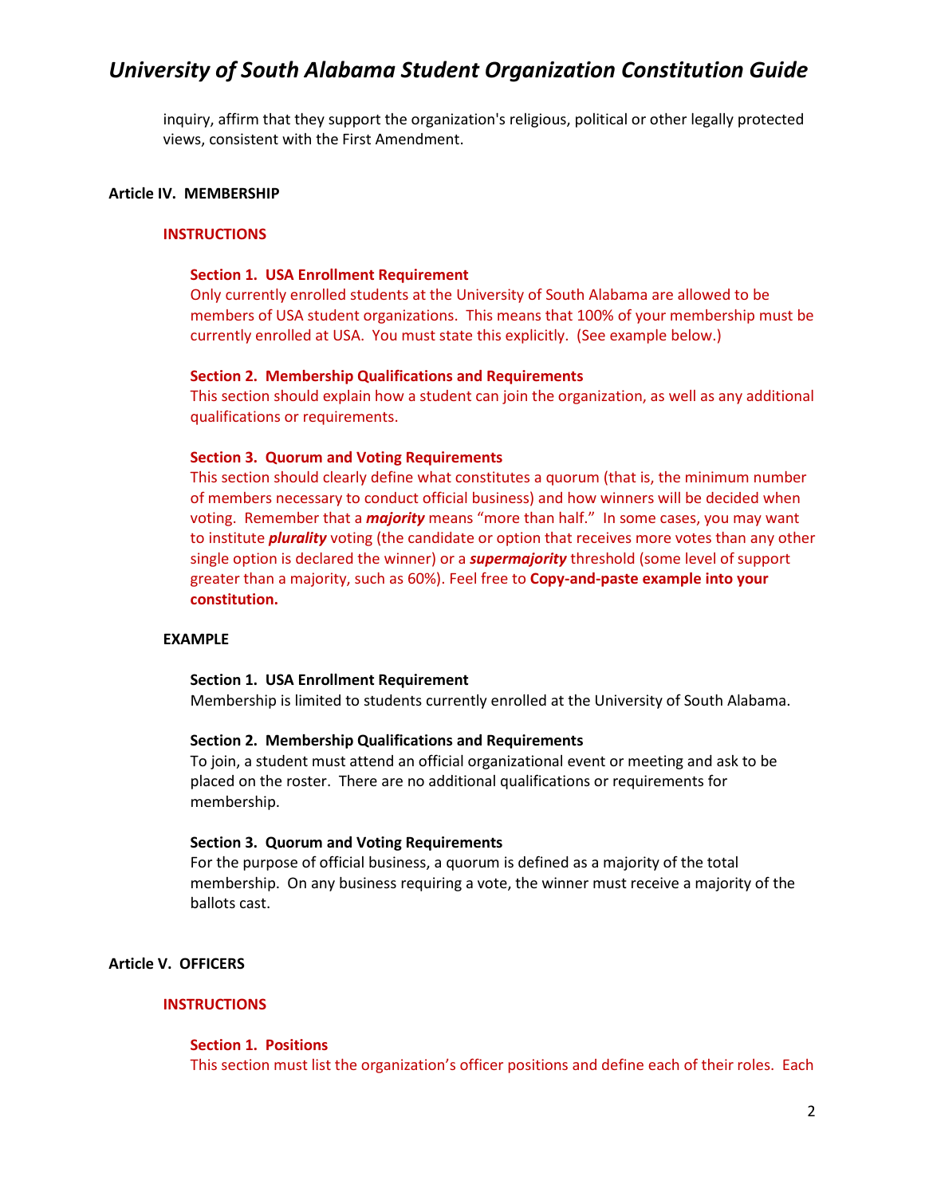inquiry, affirm that they support the organization's religious, political or other legally protected views, consistent with the First Amendment.

## Article IV. MEMBERSHIP

### INSTRUCTIONS

**Section 1. USA Enrollment Requirement**
Only currently enrolled students at the University of South Alabama are allowed to be members of USA student organizations. This means that 100% of your membership must be currently enrolled at USA. You must state this explicitly. (See example below.)

**Section 2. Membership Qualifications and Requirements**
This section should explain how a student can join the organization, as well as any additional qualifications or requirements.

**Section 3. Quorum and Voting Requirements**
This section should clearly define what constitutes a quorum (that is, the minimum number of members necessary to conduct official business) and how winners will be decided when voting. Remember that a ***majority*** means "more than half." In some cases, you may want to institute ***plurality*** voting (the candidate or option that receives more votes than any other single option is declared the winner) or a ***supermajority*** threshold (some level of support greater than a majority, such as 60%). Feel free to **Copy-and-paste example into your constitution.**

### EXAMPLE

**Section 1. USA Enrollment Requirement**
Membership is limited to students currently enrolled at the University of South Alabama.

**Section 2. Membership Qualifications and Requirements**
To join, a student must attend an official organizational event or meeting and ask to be placed on the roster. There are no additional qualifications or requirements for membership.

**Section 3. Quorum and Voting Requirements**
For the purpose of official business, a quorum is defined as a majority of the total membership. On any business requiring a vote, the winner must receive a majority of the ballots cast.

## Article V. OFFICERS

### INSTRUCTIONS

**Section 1. Positions**
This section must list the organization's officer positions and define each of their roles. Each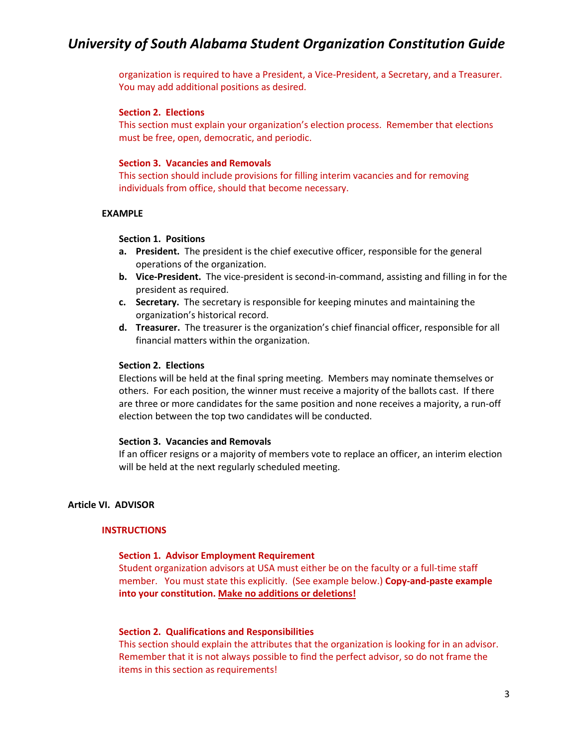organization is required to have a President, a Vice-President, a Secretary, and a Treasurer. You may add additional positions as desired.

**Section 2. Elections**
This section must explain your organization's election process. Remember that elections must be free, open, democratic, and periodic.

**Section 3. Vacancies and Removals**
This section should include provisions for filling interim vacancies and for removing individuals from office, should that become necessary.

**EXAMPLE**

**Section 1. Positions**

- **a. President.** The president is the chief executive officer, responsible for the general operations of the organization.
- **b. Vice-President.** The vice-president is second-in-command, assisting and filling in for the president as required.
- **c. Secretary.** The secretary is responsible for keeping minutes and maintaining the organization's historical record.
- **d. Treasurer.** The treasurer is the organization's chief financial officer, responsible for all financial matters within the organization.

**Section 2. Elections**
Elections will be held at the final spring meeting. Members may nominate themselves or others. For each position, the winner must receive a majority of the ballots cast. If there are three or more candidates for the same position and none receives a majority, a run-off election between the top two candidates will be conducted.

**Section 3. Vacancies and Removals**
If an officer resigns or a majority of members vote to replace an officer, an interim election will be held at the next regularly scheduled meeting.

## Article VI. ADVISOR

**INSTRUCTIONS**

**Section 1. Advisor Employment Requirement**
Student organization advisors at USA must either be on the faculty or a full-time staff member. You must state this explicitly. (See example below.) **Copy-and-paste example into your constitution.** **<u>Make no additions or deletions!</u>**

**Section 2. Qualifications and Responsibilities**
This section should explain the attributes that the organization is looking for in an advisor. Remember that it is not always possible to find the perfect advisor, so do not frame the items in this section as requirements!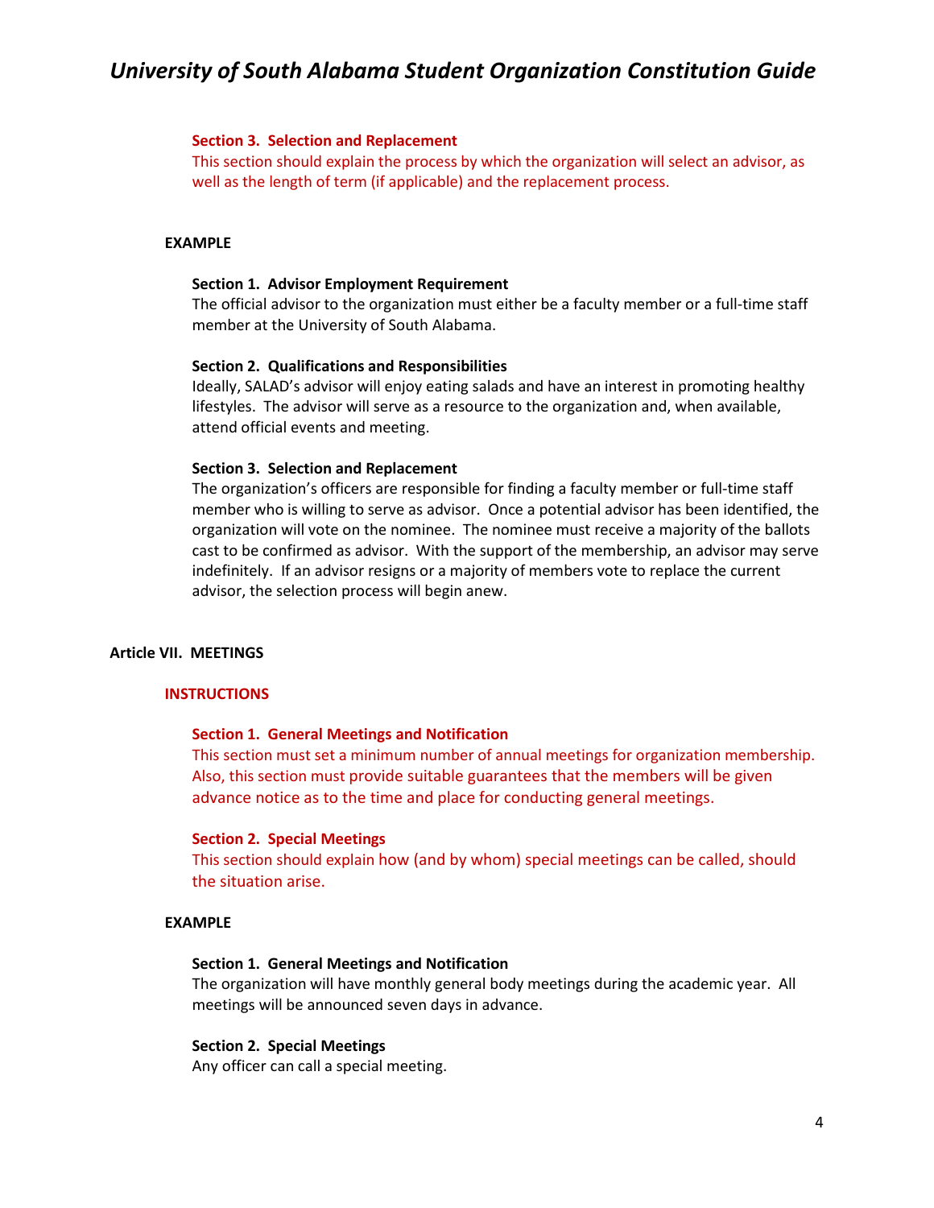**Section 3. Selection and Replacement**

This section should explain the process by which the organization will select an advisor, as well as the length of term (if applicable) and the replacement process.

**EXAMPLE**

**Section 1. Advisor Employment Requirement**

The official advisor to the organization must either be a faculty member or a full-time staff member at the University of South Alabama.

**Section 2. Qualifications and Responsibilities**

Ideally, SALAD's advisor will enjoy eating salads and have an interest in promoting healthy lifestyles. The advisor will serve as a resource to the organization and, when available, attend official events and meeting.

**Section 3. Selection and Replacement**

The organization's officers are responsible for finding a faculty member or full-time staff member who is willing to serve as advisor. Once a potential advisor has been identified, the organization will vote on the nominee. The nominee must receive a majority of the ballots cast to be confirmed as advisor. With the support of the membership, an advisor may serve indefinitely. If an advisor resigns or a majority of members vote to replace the current advisor, the selection process will begin anew.

## Article VII. MEETINGS

**INSTRUCTIONS**

**Section 1. General Meetings and Notification**

This section must set a minimum number of annual meetings for organization membership. Also, this section must provide suitable guarantees that the members will be given advance notice as to the time and place for conducting general meetings.

**Section 2. Special Meetings**

This section should explain how (and by whom) special meetings can be called, should the situation arise.

**EXAMPLE**

**Section 1. General Meetings and Notification**

The organization will have monthly general body meetings during the academic year. All meetings will be announced seven days in advance.

**Section 2. Special Meetings**

Any officer can call a special meeting.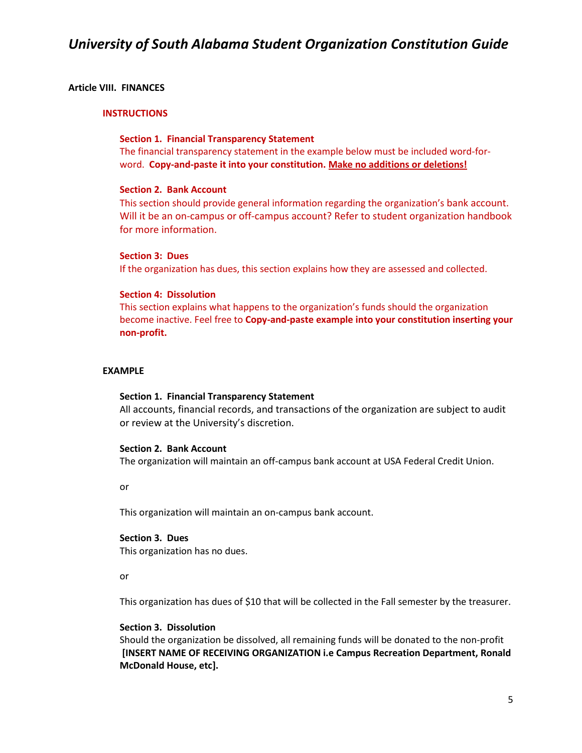**Article VIII. FINANCES**

**INSTRUCTIONS**

**Section 1. Financial Transparency Statement**
The financial transparency statement in the example below must be included word-for-word. **Copy-and-paste it into your constitution. Make no additions or deletions!**

**Section 2. Bank Account**
This section should provide general information regarding the organization's bank account. Will it be an on-campus or off-campus account? Refer to student organization handbook for more information.

**Section 3: Dues**
If the organization has dues, this section explains how they are assessed and collected.

**Section 4: Dissolution**
This section explains what happens to the organization's funds should the organization become inactive. Feel free to **Copy-and-paste example into your constitution inserting your non-profit.**

**EXAMPLE**

**Section 1. Financial Transparency Statement**
All accounts, financial records, and transactions of the organization are subject to audit or review at the University's discretion.

**Section 2. Bank Account**
The organization will maintain an off-campus bank account at USA Federal Credit Union.

or

This organization will maintain an on-campus bank account.

**Section 3. Dues**
This organization has no dues.

or

This organization has dues of $10 that will be collected in the Fall semester by the treasurer.

**Section 3. Dissolution**
Should the organization be dissolved, all remaining funds will be donated to the non-profit **[INSERT NAME OF RECEIVING ORGANIZATION i.e Campus Recreation Department, Ronald McDonald House, etc].**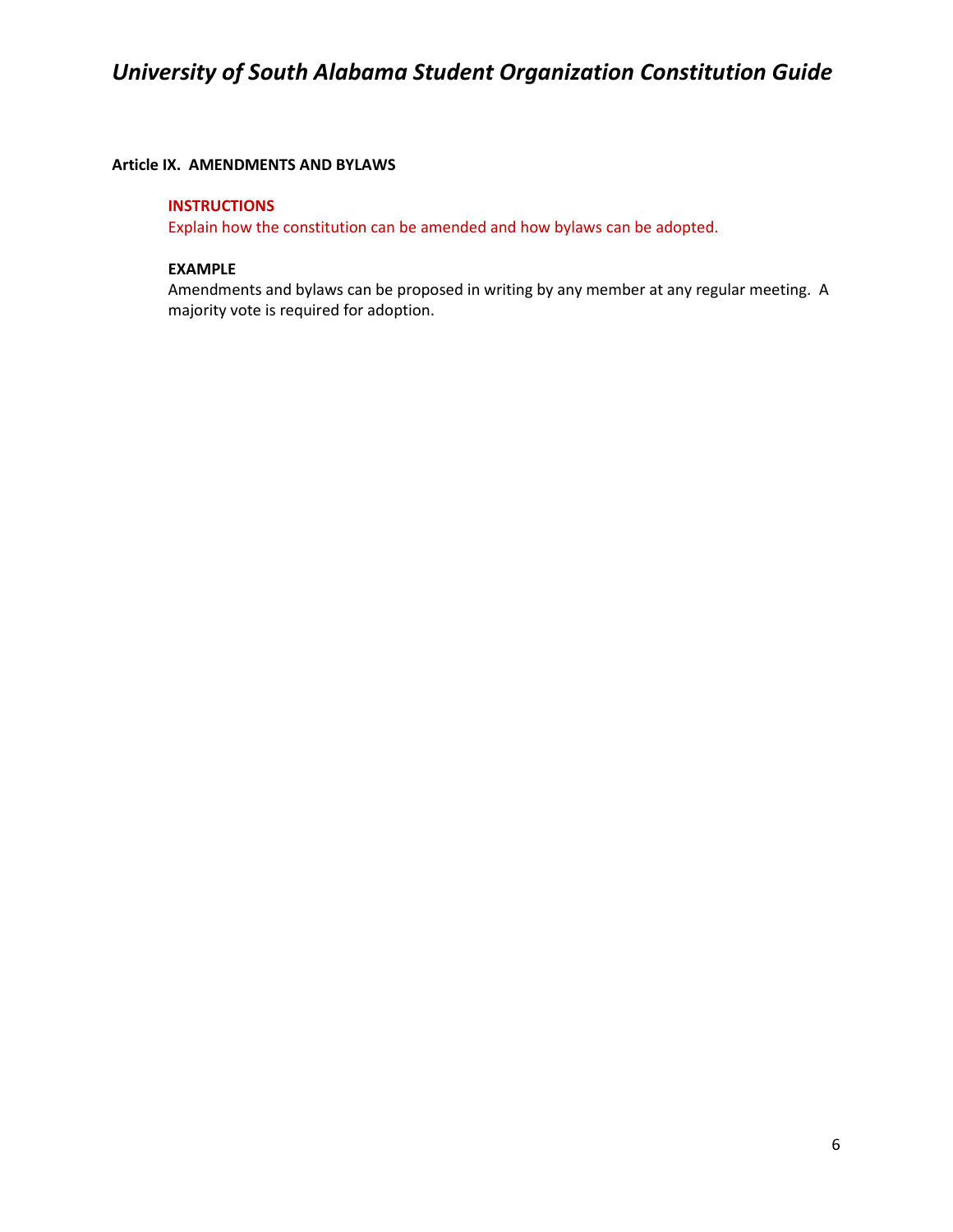**Article IX. AMENDMENTS AND BYLAWS**

**INSTRUCTIONS**

Explain how the constitution can be amended and how bylaws can be adopted.

**EXAMPLE**

Amendments and bylaws can be proposed in writing by any member at any regular meeting. A majority vote is required for adoption.